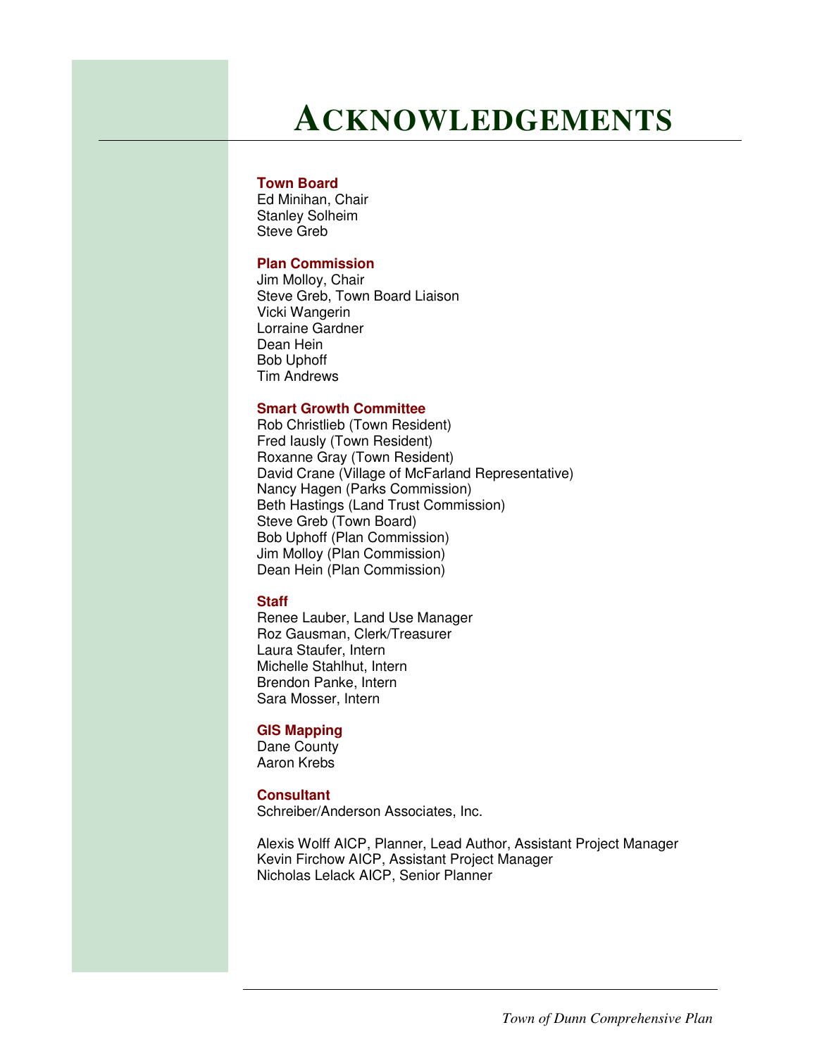# ACKNOWLEDGEMENTS

**Town Board**
Ed Minihan, Chair
Stanley Solheim
Steve Greb

**Plan Commission**
Jim Molloy, Chair
Steve Greb, Town Board Liaison
Vicki Wangerin
Lorraine Gardner
Dean Hein
Bob Uphoff
Tim Andrews

**Smart Growth Committee**
Rob Christlieb (Town Resident)
Fred Iausly (Town Resident)
Roxanne Gray (Town Resident)
David Crane (Village of McFarland Representative)
Nancy Hagen (Parks Commission)
Beth Hastings (Land Trust Commission)
Steve Greb (Town Board)
Bob Uphoff (Plan Commission)
Jim Molloy (Plan Commission)
Dean Hein (Plan Commission)

**Staff**
Renee Lauber, Land Use Manager
Roz Gausman, Clerk/Treasurer
Laura Staufer, Intern
Michelle Stahlhut, Intern
Brendon Panke, Intern
Sara Mosser, Intern

**GIS Mapping**
Dane County
Aaron Krebs

**Consultant**
Schreiber/Anderson Associates, Inc.

Alexis Wolff AICP, Planner, Lead Author, Assistant Project Manager
Kevin Firchow AICP, Assistant Project Manager
Nicholas Lelack AICP, Senior Planner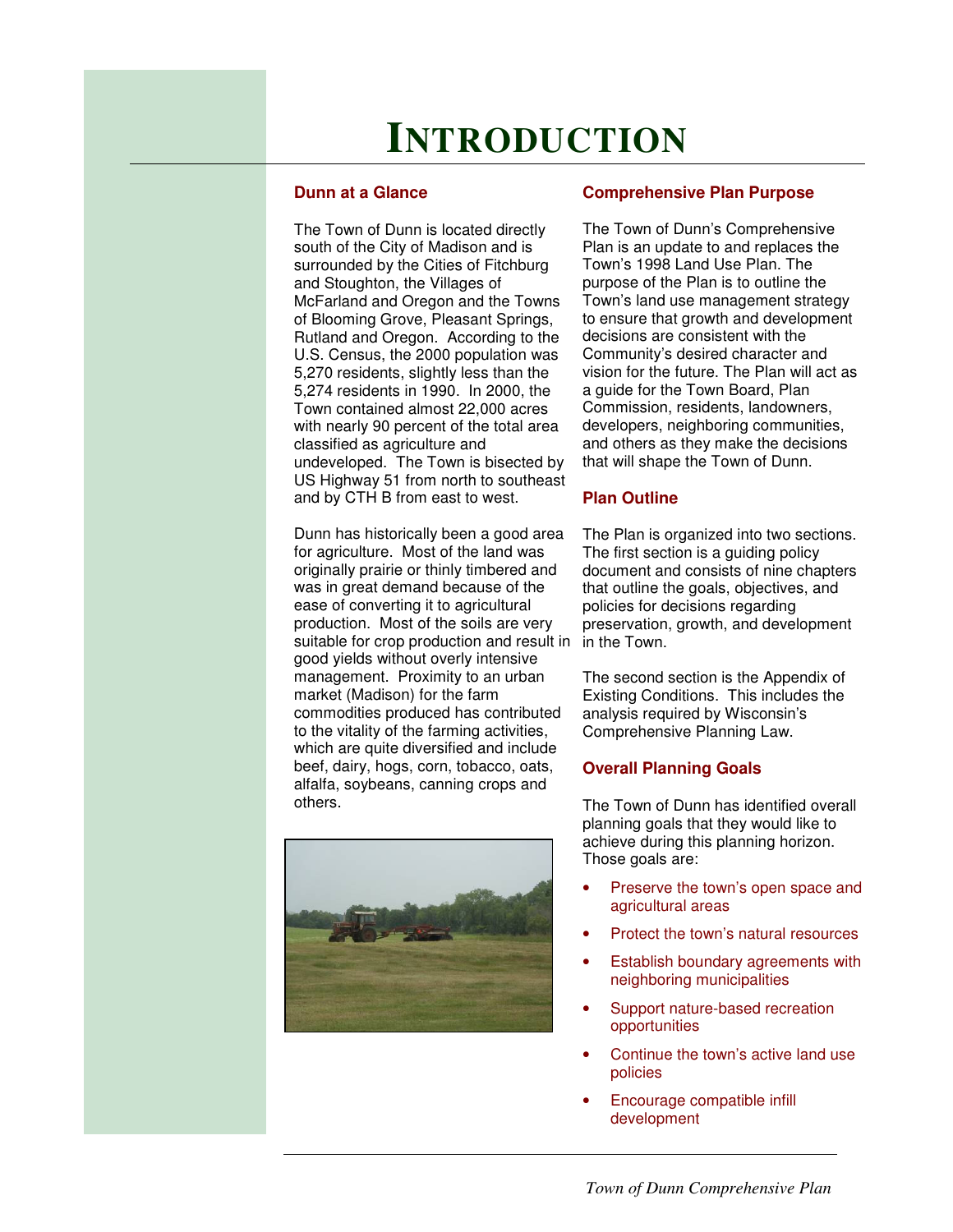# INTRODUCTION

## Dunn at a Glance

The Town of Dunn is located directly south of the City of Madison and is surrounded by the Cities of Fitchburg and Stoughton, the Villages of McFarland and Oregon and the Towns of Blooming Grove, Pleasant Springs, Rutland and Oregon. According to the U.S. Census, the 2000 population was 5,270 residents, slightly less than the 5,274 residents in 1990. In 2000, the Town contained almost 22,000 acres with nearly 90 percent of the total area classified as agriculture and undeveloped. The Town is bisected by US Highway 51 from north to southeast and by CTH B from east to west.

Dunn has historically been a good area for agriculture. Most of the land was originally prairie or thinly timbered and was in great demand because of the ease of converting it to agricultural production. Most of the soils are very suitable for crop production and result in good yields without overly intensive management. Proximity to an urban market (Madison) for the farm commodities produced has contributed to the vitality of the farming activities, which are quite diversified and include beef, dairy, hogs, corn, tobacco, oats, alfalfa, soybeans, canning crops and others.

## Comprehensive Plan Purpose

The Town of Dunn's Comprehensive Plan is an update to and replaces the Town's 1998 Land Use Plan. The purpose of the Plan is to outline the Town's land use management strategy to ensure that growth and development decisions are consistent with the Community's desired character and vision for the future. The Plan will act as a guide for the Town Board, Plan Commission, residents, landowners, developers, neighboring communities, and others as they make the decisions that will shape the Town of Dunn.

## Plan Outline

The Plan is organized into two sections. The first section is a guiding policy document and consists of nine chapters that outline the goals, objectives, and policies for decisions regarding preservation, growth, and development in the Town.

The second section is the Appendix of Existing Conditions. This includes the analysis required by Wisconsin's Comprehensive Planning Law.

## Overall Planning Goals

The Town of Dunn has identified overall planning goals that they would like to achieve during this planning horizon. Those goals are:

- Preserve the town's open space and agricultural areas
- Protect the town's natural resources
- Establish boundary agreements with neighboring municipalities
- Support nature-based recreation opportunities
- Continue the town's active land use policies
- Encourage compatible infill development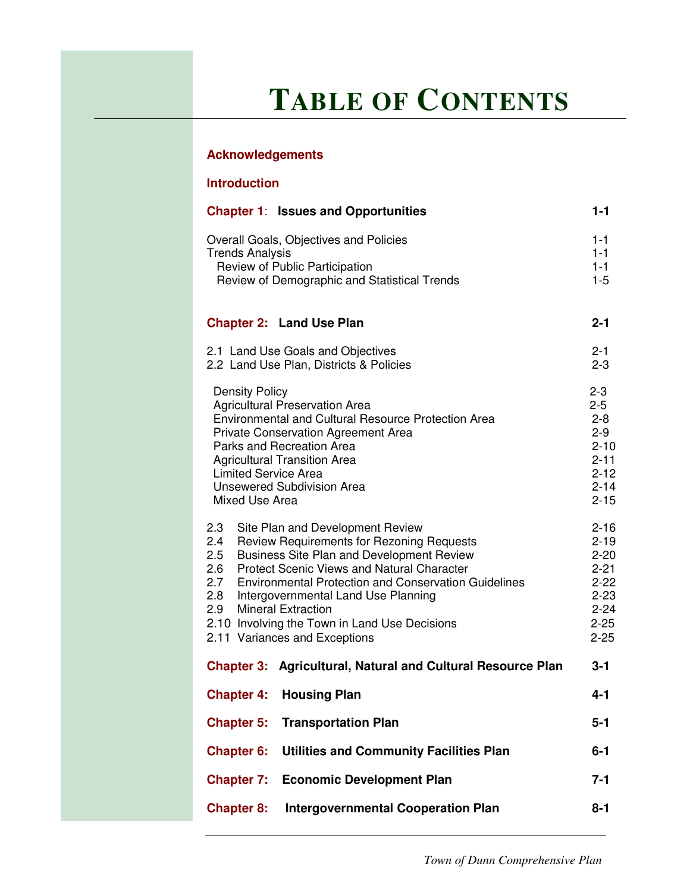# TABLE OF CONTENTS

**Acknowledgements**

**Introduction**

| | |
|---|---|
| **Chapter 1: Issues and Opportunities** | **1-1** |
| Overall Goals, Objectives and Policies | 1-1 |
| Trends Analysis | 1-1 |
| Review of Public Participation | 1-1 |
| Review of Demographic and Statistical Trends | 1-5 |
| **Chapter 2: Land Use Plan** | **2-1** |
| 2.1 Land Use Goals and Objectives | 2-1 |
| 2.2 Land Use Plan, Districts & Policies | 2-3 |
| Density Policy | 2-3 |
| Agricultural Preservation Area | 2-5 |
| Environmental and Cultural Resource Protection Area | 2-8 |
| Private Conservation Agreement Area | 2-9 |
| Parks and Recreation Area | 2-10 |
| Agricultural Transition Area | 2-11 |
| Limited Service Area | 2-12 |
| Unsewered Subdivision Area | 2-14 |
| Mixed Use Area | 2-15 |
| 2.3 Site Plan and Development Review | 2-16 |
| 2.4 Review Requirements for Rezoning Requests | 2-19 |
| 2.5 Business Site Plan and Development Review | 2-20 |
| 2.6 Protect Scenic Views and Natural Character | 2-21 |
| 2.7 Environmental Protection and Conservation Guidelines | 2-22 |
| 2.8 Intergovernmental Land Use Planning | 2-23 |
| 2.9 Mineral Extraction | 2-24 |
| 2.10 Involving the Town in Land Use Decisions | 2-25 |
| 2.11 Variances and Exceptions | 2-25 |
| **Chapter 3: Agricultural, Natural and Cultural Resource Plan** | **3-1** |
| **Chapter 4: Housing Plan** | **4-1** |
| **Chapter 5: Transportation Plan** | **5-1** |
| **Chapter 6: Utilities and Community Facilities Plan** | **6-1** |
| **Chapter 7: Economic Development Plan** | **7-1** |
| **Chapter 8: Intergovernmental Cooperation Plan** | **8-1** |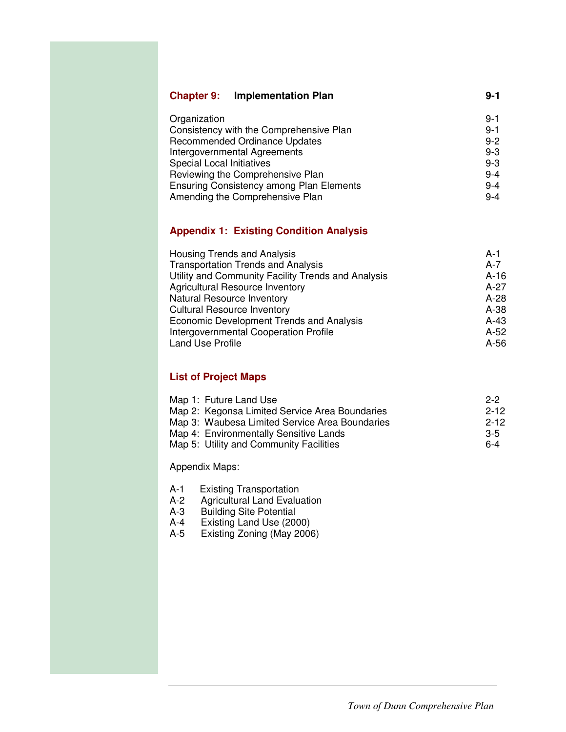## Chapter 9: Implementation Plan 9-1

| | |
|---|---|
| Organization | 9-1 |
| Consistency with the Comprehensive Plan | 9-1 |
| Recommended Ordinance Updates | 9-2 |
| Intergovernmental Agreements | 9-3 |
| Special Local Initiatives | 9-3 |
| Reviewing the Comprehensive Plan | 9-4 |
| Ensuring Consistency among Plan Elements | 9-4 |
| Amending the Comprehensive Plan | 9-4 |

## Appendix 1: Existing Condition Analysis

| | |
|---|---|
| Housing Trends and Analysis | A-1 |
| Transportation Trends and Analysis | A-7 |
| Utility and Community Facility Trends and Analysis | A-16 |
| Agricultural Resource Inventory | A-27 |
| Natural Resource Inventory | A-28 |
| Cultural Resource Inventory | A-38 |
| Economic Development Trends and Analysis | A-43 |
| Intergovernmental Cooperation Profile | A-52 |
| Land Use Profile | A-56 |

## List of Project Maps

| | |
|---|---|
| Map 1: Future Land Use | 2-2 |
| Map 2: Kegonsa Limited Service Area Boundaries | 2-12 |
| Map 3: Waubesa Limited Service Area Boundaries | 2-12 |
| Map 4: Environmentally Sensitive Lands | 3-5 |
| Map 5: Utility and Community Facilities | 6-4 |

Appendix Maps:

- A-1 Existing Transportation
- A-2 Agricultural Land Evaluation
- A-3 Building Site Potential
- A-4 Existing Land Use (2000)
- A-5 Existing Zoning (May 2006)